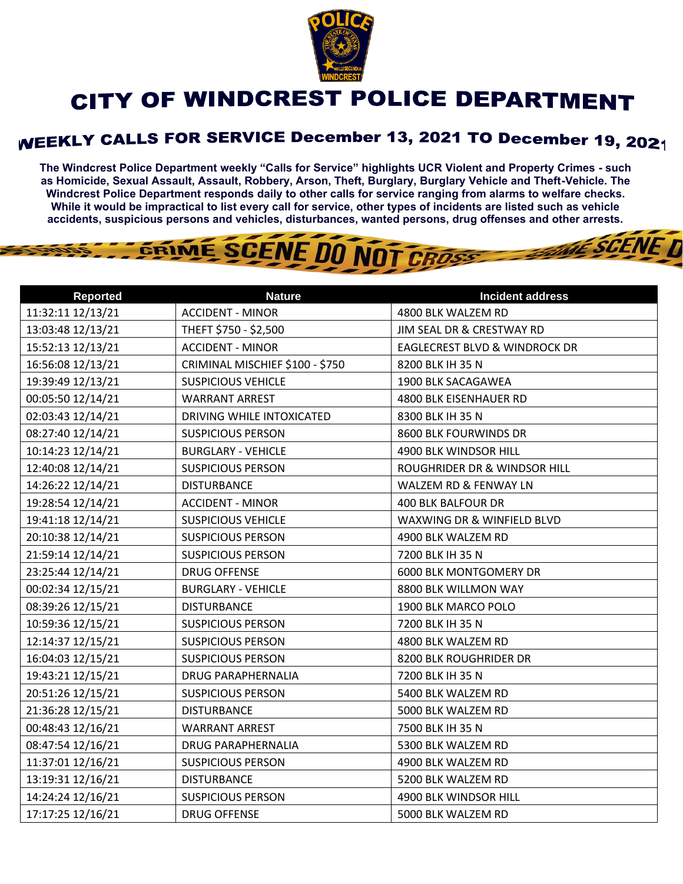# CITY OF WINDCREST POLICE DEPARTMENT

## WEEKLY CALLS FOR SERVICE December 13, 2021 TO December 19, 2021

**The Windcrest Police Department weekly "Calls for Service" highlights UCR Violent and Property Crimes - such as Homicide, Sexual Assault, Assault, Robbery, Arson, Theft, Burglary, Burglary Vehicle and Theft-Vehicle. The Windcrest Police Department responds daily to other calls for service ranging from alarms to welfare checks. While it would be impractical to list every call for service, other types of incidents are listed such as vehicle accidents, suspicious persons and vehicles, disturbances, wanted persons, drug offenses and other arrests.**

| Reported | Nature | Incident address |
|---|---|---|
| 11:32:11 12/13/21 | ACCIDENT - MINOR | 4800 BLK WALZEM RD |
| 13:03:48 12/13/21 | THEFT $750 - $2,500 | JIM SEAL DR & CRESTWAY RD |
| 15:52:13 12/13/21 | ACCIDENT - MINOR | EAGLECREST BLVD & WINDROCK DR |
| 16:56:08 12/13/21 | CRIMINAL MISCHIEF $100 - $750 | 8200 BLK IH 35 N |
| 19:39:49 12/13/21 | SUSPICIOUS VEHICLE | 1900 BLK SACAGAWEA |
| 00:05:50 12/14/21 | WARRANT ARREST | 4800 BLK EISENHAUER RD |
| 02:03:43 12/14/21 | DRIVING WHILE INTOXICATED | 8300 BLK IH 35 N |
| 08:27:40 12/14/21 | SUSPICIOUS PERSON | 8600 BLK FOURWINDS DR |
| 10:14:23 12/14/21 | BURGLARY - VEHICLE | 4900 BLK WINDSOR HILL |
| 12:40:08 12/14/21 | SUSPICIOUS PERSON | ROUGHRIDER DR & WINDSOR HILL |
| 14:26:22 12/14/21 | DISTURBANCE | WALZEM RD & FENWAY LN |
| 19:28:54 12/14/21 | ACCIDENT - MINOR | 400 BLK BALFOUR DR |
| 19:41:18 12/14/21 | SUSPICIOUS VEHICLE | WAXWING DR & WINFIELD BLVD |
| 20:10:38 12/14/21 | SUSPICIOUS PERSON | 4900 BLK WALZEM RD |
| 21:59:14 12/14/21 | SUSPICIOUS PERSON | 7200 BLK IH 35 N |
| 23:25:44 12/14/21 | DRUG OFFENSE | 6000 BLK MONTGOMERY DR |
| 00:02:34 12/15/21 | BURGLARY - VEHICLE | 8800 BLK WILLMON WAY |
| 08:39:26 12/15/21 | DISTURBANCE | 1900 BLK MARCO POLO |
| 10:59:36 12/15/21 | SUSPICIOUS PERSON | 7200 BLK IH 35 N |
| 12:14:37 12/15/21 | SUSPICIOUS PERSON | 4800 BLK WALZEM RD |
| 16:04:03 12/15/21 | SUSPICIOUS PERSON | 8200 BLK ROUGHRIDER DR |
| 19:43:21 12/15/21 | DRUG PARAPHERNALIA | 7200 BLK IH 35 N |
| 20:51:26 12/15/21 | SUSPICIOUS PERSON | 5400 BLK WALZEM RD |
| 21:36:28 12/15/21 | DISTURBANCE | 5000 BLK WALZEM RD |
| 00:48:43 12/16/21 | WARRANT ARREST | 7500 BLK IH 35 N |
| 08:47:54 12/16/21 | DRUG PARAPHERNALIA | 5300 BLK WALZEM RD |
| 11:37:01 12/16/21 | SUSPICIOUS PERSON | 4900 BLK WALZEM RD |
| 13:19:31 12/16/21 | DISTURBANCE | 5200 BLK WALZEM RD |
| 14:24:24 12/16/21 | SUSPICIOUS PERSON | 4900 BLK WINDSOR HILL |
| 17:17:25 12/16/21 | DRUG OFFENSE | 5000 BLK WALZEM RD |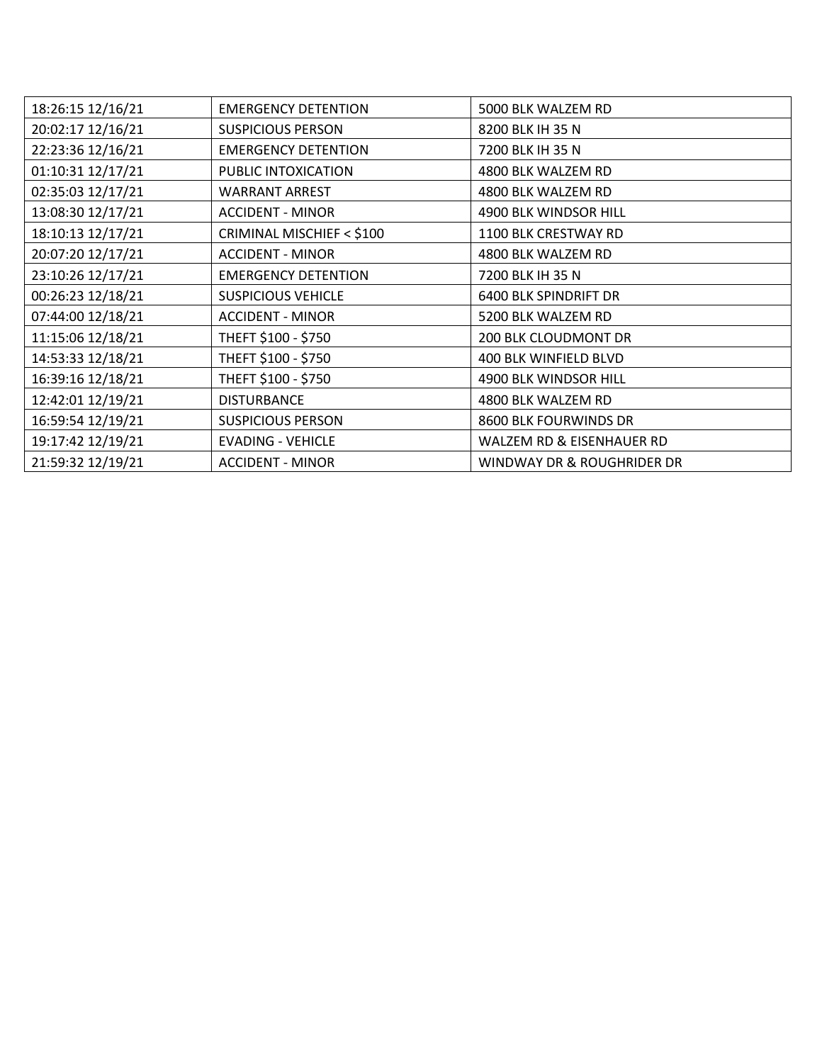| | | |
|---|---|---|
| 18:26:15 12/16/21 | EMERGENCY DETENTION | 5000 BLK WALZEM RD |
| 20:02:17 12/16/21 | SUSPICIOUS PERSON | 8200 BLK IH 35 N |
| 22:23:36 12/16/21 | EMERGENCY DETENTION | 7200 BLK IH 35 N |
| 01:10:31 12/17/21 | PUBLIC INTOXICATION | 4800 BLK WALZEM RD |
| 02:35:03 12/17/21 | WARRANT ARREST | 4800 BLK WALZEM RD |
| 13:08:30 12/17/21 | ACCIDENT - MINOR | 4900 BLK WINDSOR HILL |
| 18:10:13 12/17/21 | CRIMINAL MISCHIEF < $100 | 1100 BLK CRESTWAY RD |
| 20:07:20 12/17/21 | ACCIDENT - MINOR | 4800 BLK WALZEM RD |
| 23:10:26 12/17/21 | EMERGENCY DETENTION | 7200 BLK IH 35 N |
| 00:26:23 12/18/21 | SUSPICIOUS VEHICLE | 6400 BLK SPINDRIFT DR |
| 07:44:00 12/18/21 | ACCIDENT - MINOR | 5200 BLK WALZEM RD |
| 11:15:06 12/18/21 | THEFT $100 - $750 | 200 BLK CLOUDMONT DR |
| 14:53:33 12/18/21 | THEFT $100 - $750 | 400 BLK WINFIELD BLVD |
| 16:39:16 12/18/21 | THEFT $100 - $750 | 4900 BLK WINDSOR HILL |
| 12:42:01 12/19/21 | DISTURBANCE | 4800 BLK WALZEM RD |
| 16:59:54 12/19/21 | SUSPICIOUS PERSON | 8600 BLK FOURWINDS DR |
| 19:17:42 12/19/21 | EVADING - VEHICLE | WALZEM RD & EISENHAUER RD |
| 21:59:32 12/19/21 | ACCIDENT - MINOR | WINDWAY DR & ROUGHRIDER DR |